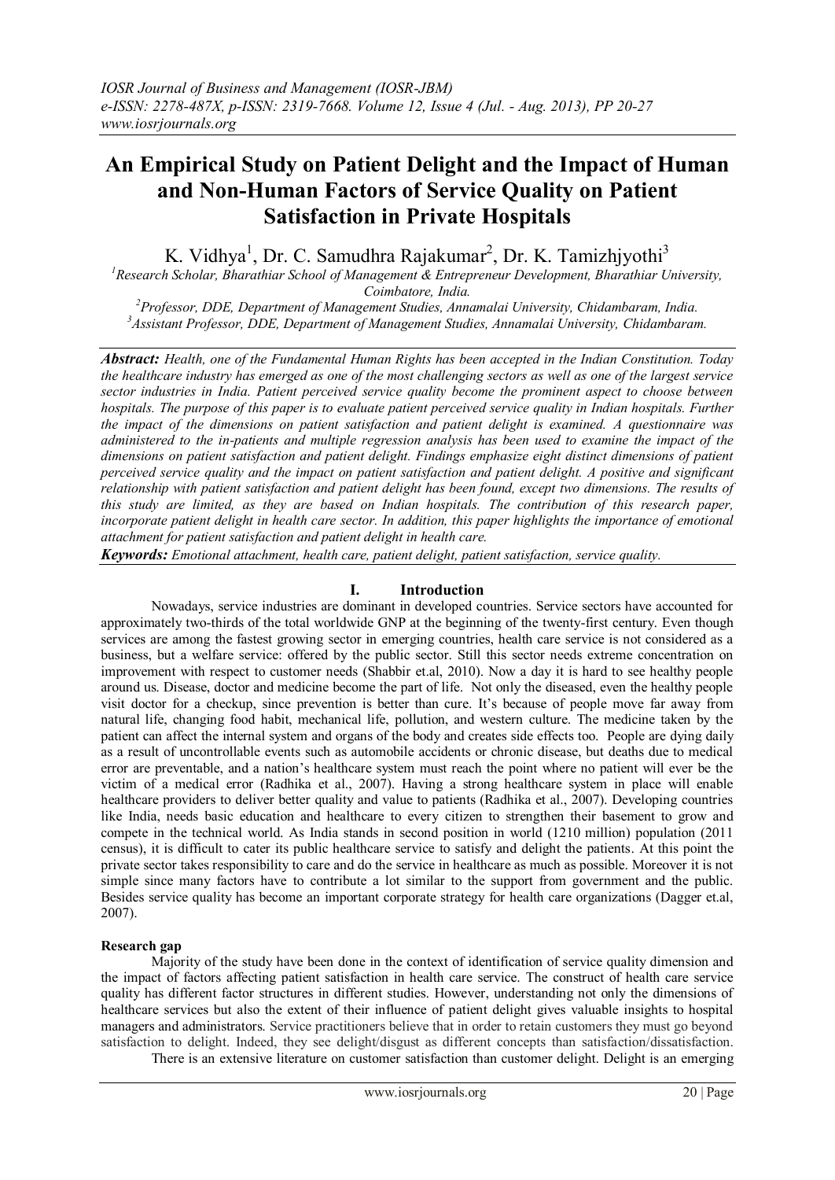# An Empirical Study on Patient Delight and the Impact of Human and Non-Human Factors of Service Quality on Patient Satisfaction in Private Hospitals

K. Vidhya[1], Dr. C. Samudhra Rajakumar[2], Dr. K. Tamizhjyothi[3]

[1]*Research Scholar, Bharathiar School of Management & Entrepreneur Development, Bharathiar University, Coimbatore, India.*

[2]*Professor, DDE, Department of Management Studies, Annamalai University, Chidambaram, India.*

[3]*Assistant Professor, DDE, Department of Management Studies, Annamalai University, Chidambaram.*

***Abstract:*** *Health, one of the Fundamental Human Rights has been accepted in the Indian Constitution. Today the healthcare industry has emerged as one of the most challenging sectors as well as one of the largest service sector industries in India. Patient perceived service quality become the prominent aspect to choose between hospitals. The purpose of this paper is to evaluate patient perceived service quality in Indian hospitals. Further the impact of the dimensions on patient satisfaction and patient delight is examined. A questionnaire was administered to the in-patients and multiple regression analysis has been used to examine the impact of the dimensions on patient satisfaction and patient delight. Findings emphasize eight distinct dimensions of patient perceived service quality and the impact on patient satisfaction and patient delight. A positive and significant relationship with patient satisfaction and patient delight has been found, except two dimensions. The results of this study are limited, as they are based on Indian hospitals. The contribution of this research paper, incorporate patient delight in health care sector. In addition, this paper highlights the importance of emotional attachment for patient satisfaction and patient delight in health care.*

***Keywords:*** *Emotional attachment, health care, patient delight, patient satisfaction, service quality.*

## I. Introduction

Nowadays, service industries are dominant in developed countries. Service sectors have accounted for approximately two-thirds of the total worldwide GNP at the beginning of the twenty-first century. Even though services are among the fastest growing sector in emerging countries, health care service is not considered as a business, but a welfare service: offered by the public sector. Still this sector needs extreme concentration on improvement with respect to customer needs (Shabbir et.al, 2010). Now a day it is hard to see healthy people around us. Disease, doctor and medicine become the part of life. Not only the diseased, even the healthy people visit doctor for a checkup, since prevention is better than cure. It's because of people move far away from natural life, changing food habit, mechanical life, pollution, and western culture. The medicine taken by the patient can affect the internal system and organs of the body and creates side effects too. People are dying daily as a result of uncontrollable events such as automobile accidents or chronic disease, but deaths due to medical error are preventable, and a nation's healthcare system must reach the point where no patient will ever be the victim of a medical error (Radhika et al., 2007). Having a strong healthcare system in place will enable healthcare providers to deliver better quality and value to patients (Radhika et al., 2007). Developing countries like India, needs basic education and healthcare to every citizen to strengthen their basement to grow and compete in the technical world. As India stands in second position in world (1210 million) population (2011 census), it is difficult to cater its public healthcare service to satisfy and delight the patients. At this point the private sector takes responsibility to care and do the service in healthcare as much as possible. Moreover it is not simple since many factors have to contribute a lot similar to the support from government and the public. Besides service quality has become an important corporate strategy for health care organizations (Dagger et.al, 2007).

### Research gap

Majority of the study have been done in the context of identification of service quality dimension and the impact of factors affecting patient satisfaction in health care service. The construct of health care service quality has different factor structures in different studies. However, understanding not only the dimensions of healthcare services but also the extent of their influence of patient delight gives valuable insights to hospital managers and administrators. Service practitioners believe that in order to retain customers they must go beyond satisfaction to delight. Indeed, they see delight/disgust as different concepts than satisfaction/dissatisfaction.

There is an extensive literature on customer satisfaction than customer delight. Delight is an emerging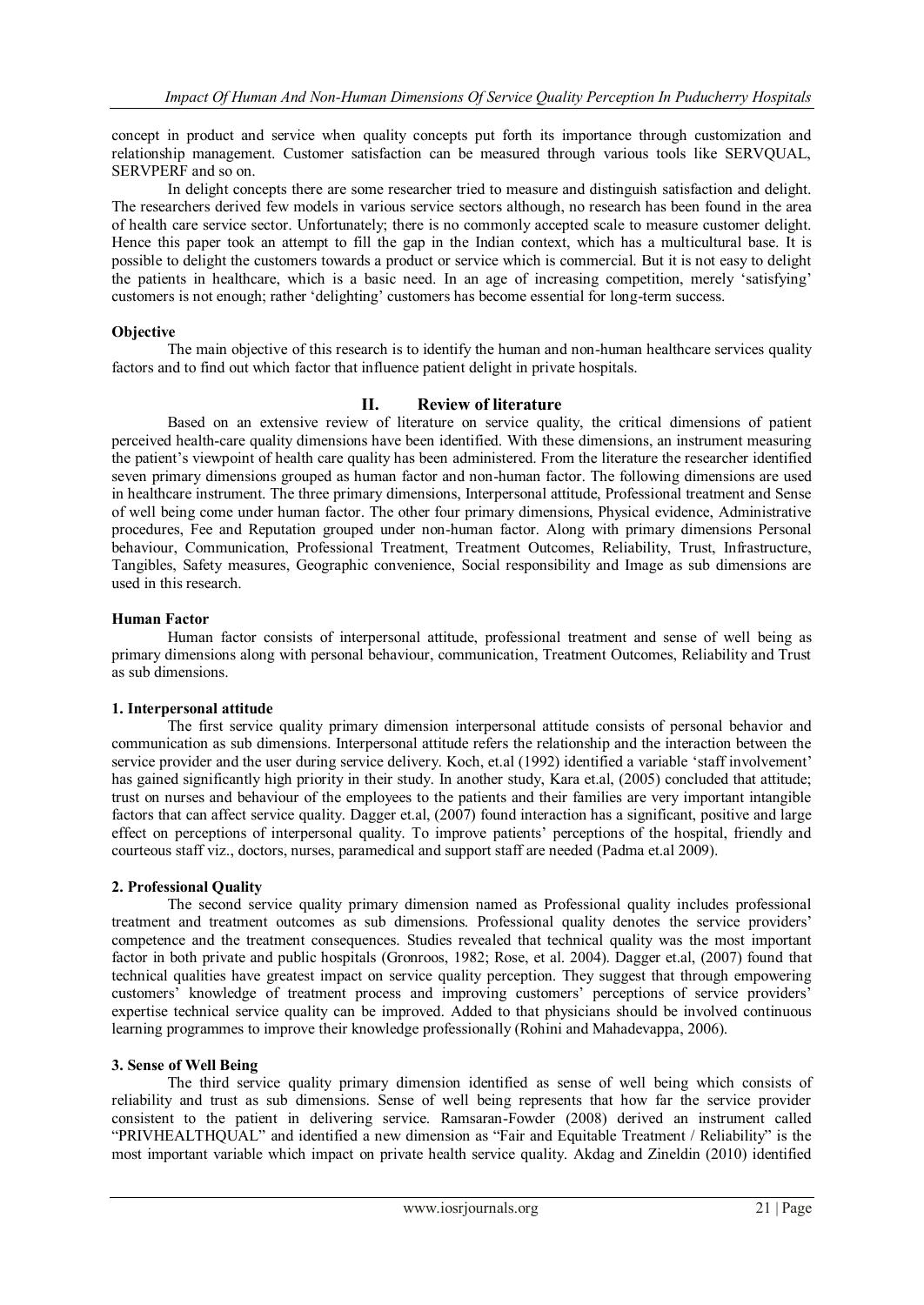concept in product and service when quality concepts put forth its importance through customization and relationship management. Customer satisfaction can be measured through various tools like SERVQUAL, SERVPERF and so on.

In delight concepts there are some researcher tried to measure and distinguish satisfaction and delight. The researchers derived few models in various service sectors although, no research has been found in the area of health care service sector. Unfortunately; there is no commonly accepted scale to measure customer delight. Hence this paper took an attempt to fill the gap in the Indian context, which has a multicultural base. It is possible to delight the customers towards a product or service which is commercial. But it is not easy to delight the patients in healthcare, which is a basic need. In an age of increasing competition, merely 'satisfying' customers is not enough; rather 'delighting' customers has become essential for long-term success.

**Objective**

The main objective of this research is to identify the human and non-human healthcare services quality factors and to find out which factor that influence patient delight in private hospitals.

## II. Review of literature

Based on an extensive review of literature on service quality, the critical dimensions of patient perceived health-care quality dimensions have been identified. With these dimensions, an instrument measuring the patient's viewpoint of health care quality has been administered. From the literature the researcher identified seven primary dimensions grouped as human factor and non-human factor. The following dimensions are used in healthcare instrument. The three primary dimensions, Interpersonal attitude, Professional treatment and Sense of well being come under human factor. The other four primary dimensions, Physical evidence, Administrative procedures, Fee and Reputation grouped under non-human factor. Along with primary dimensions Personal behaviour, Communication, Professional Treatment, Treatment Outcomes, Reliability, Trust, Infrastructure, Tangibles, Safety measures, Geographic convenience, Social responsibility and Image as sub dimensions are used in this research.

**Human Factor**

Human factor consists of interpersonal attitude, professional treatment and sense of well being as primary dimensions along with personal behaviour, communication, Treatment Outcomes, Reliability and Trust as sub dimensions.

**1. Interpersonal attitude**

The first service quality primary dimension interpersonal attitude consists of personal behavior and communication as sub dimensions. Interpersonal attitude refers the relationship and the interaction between the service provider and the user during service delivery. Koch, et.al (1992) identified a variable 'staff involvement' has gained significantly high priority in their study. In another study, Kara et.al, (2005) concluded that attitude; trust on nurses and behaviour of the employees to the patients and their families are very important intangible factors that can affect service quality. Dagger et.al, (2007) found interaction has a significant, positive and large effect on perceptions of interpersonal quality. To improve patients' perceptions of the hospital, friendly and courteous staff viz., doctors, nurses, paramedical and support staff are needed (Padma et.al 2009).

**2. Professional Quality**

The second service quality primary dimension named as Professional quality includes professional treatment and treatment outcomes as sub dimensions. Professional quality denotes the service providers' competence and the treatment consequences. Studies revealed that technical quality was the most important factor in both private and public hospitals (Gronroos, 1982; Rose, et al. 2004). Dagger et.al, (2007) found that technical qualities have greatest impact on service quality perception. They suggest that through empowering customers' knowledge of treatment process and improving customers' perceptions of service providers' expertise technical service quality can be improved. Added to that physicians should be involved continuous learning programmes to improve their knowledge professionally (Rohini and Mahadevappa, 2006).

**3. Sense of Well Being**

The third service quality primary dimension identified as sense of well being which consists of reliability and trust as sub dimensions. Sense of well being represents that how far the service provider consistent to the patient in delivering service. Ramsaran-Fowder (2008) derived an instrument called "PRIVHEALTHQUAL" and identified a new dimension as "Fair and Equitable Treatment / Reliability" is the most important variable which impact on private health service quality. Akdag and Zineldin (2010) identified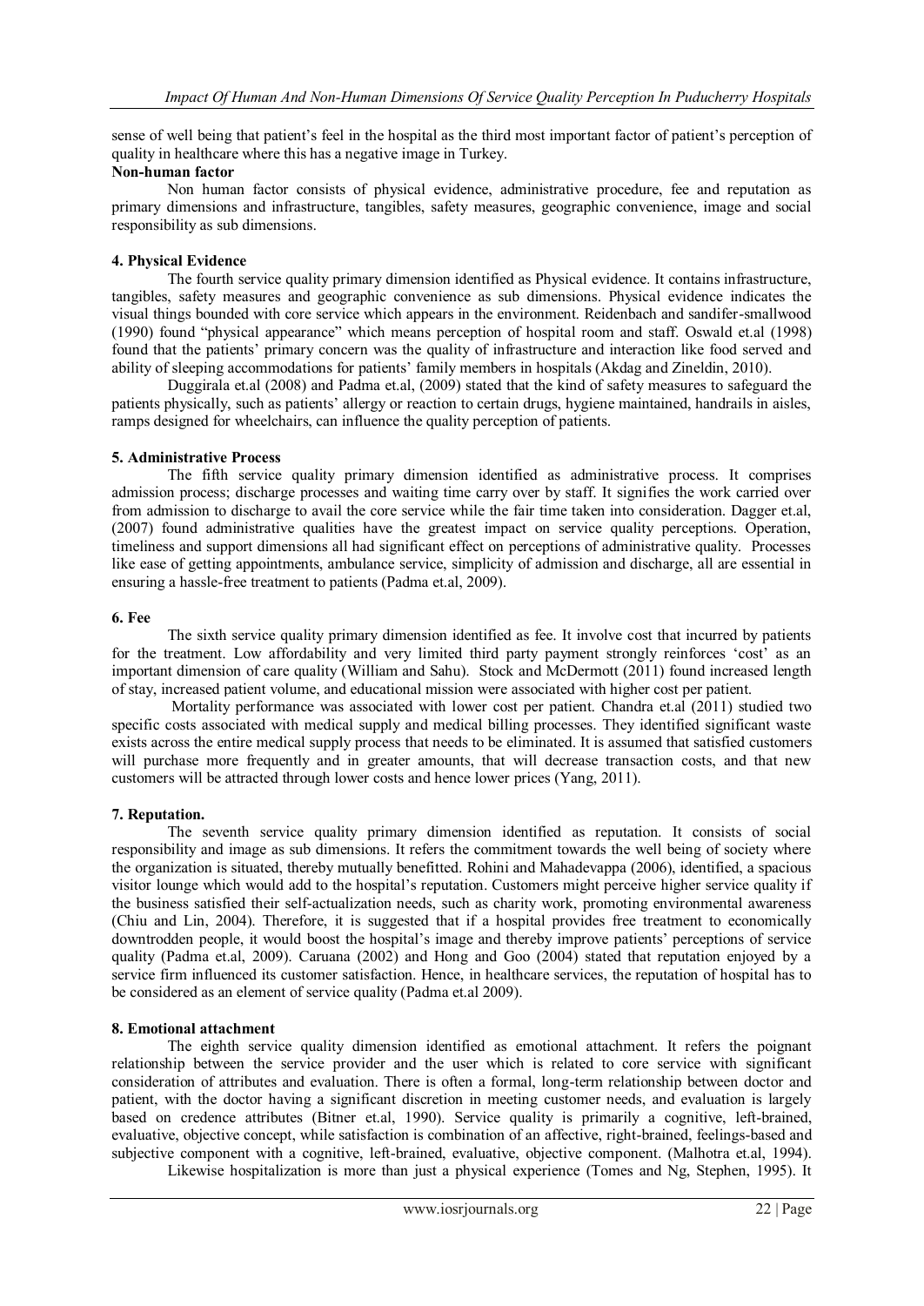sense of well being that patient's feel in the hospital as the third most important factor of patient's perception of quality in healthcare where this has a negative image in Turkey.

**Non-human factor**

Non human factor consists of physical evidence, administrative procedure, fee and reputation as primary dimensions and infrastructure, tangibles, safety measures, geographic convenience, image and social responsibility as sub dimensions.

### 4. Physical Evidence

The fourth service quality primary dimension identified as Physical evidence. It contains infrastructure, tangibles, safety measures and geographic convenience as sub dimensions. Physical evidence indicates the visual things bounded with core service which appears in the environment. Reidenbach and sandifer-smallwood (1990) found "physical appearance" which means perception of hospital room and staff. Oswald et.al (1998) found that the patients' primary concern was the quality of infrastructure and interaction like food served and ability of sleeping accommodations for patients' family members in hospitals (Akdag and Zineldin, 2010).

Duggirala et.al (2008) and Padma et.al, (2009) stated that the kind of safety measures to safeguard the patients physically, such as patients' allergy or reaction to certain drugs, hygiene maintained, handrails in aisles, ramps designed for wheelchairs, can influence the quality perception of patients.

### 5. Administrative Process

The fifth service quality primary dimension identified as administrative process. It comprises admission process; discharge processes and waiting time carry over by staff. It signifies the work carried over from admission to discharge to avail the core service while the fair time taken into consideration. Dagger et.al, (2007) found administrative qualities have the greatest impact on service quality perceptions. Operation, timeliness and support dimensions all had significant effect on perceptions of administrative quality. Processes like ease of getting appointments, ambulance service, simplicity of admission and discharge, all are essential in ensuring a hassle-free treatment to patients (Padma et.al, 2009).

### 6. Fee

The sixth service quality primary dimension identified as fee. It involve cost that incurred by patients for the treatment. Low affordability and very limited third party payment strongly reinforces 'cost' as an important dimension of care quality (William and Sahu). Stock and McDermott (2011) found increased length of stay, increased patient volume, and educational mission were associated with higher cost per patient.

Mortality performance was associated with lower cost per patient. Chandra et.al (2011) studied two specific costs associated with medical supply and medical billing processes. They identified significant waste exists across the entire medical supply process that needs to be eliminated. It is assumed that satisfied customers will purchase more frequently and in greater amounts, that will decrease transaction costs, and that new customers will be attracted through lower costs and hence lower prices (Yang, 2011).

### 7. Reputation.

The seventh service quality primary dimension identified as reputation. It consists of social responsibility and image as sub dimensions. It refers the commitment towards the well being of society where the organization is situated, thereby mutually benefitted. Rohini and Mahadevappa (2006), identified, a spacious visitor lounge which would add to the hospital's reputation. Customers might perceive higher service quality if the business satisfied their self-actualization needs, such as charity work, promoting environmental awareness (Chiu and Lin, 2004). Therefore, it is suggested that if a hospital provides free treatment to economically downtrodden people, it would boost the hospital's image and thereby improve patients' perceptions of service quality (Padma et.al, 2009). Caruana (2002) and Hong and Goo (2004) stated that reputation enjoyed by a service firm influenced its customer satisfaction. Hence, in healthcare services, the reputation of hospital has to be considered as an element of service quality (Padma et.al 2009).

### 8. Emotional attachment

The eighth service quality dimension identified as emotional attachment. It refers the poignant relationship between the service provider and the user which is related to core service with significant consideration of attributes and evaluation. There is often a formal, long-term relationship between doctor and patient, with the doctor having a significant discretion in meeting customer needs, and evaluation is largely based on credence attributes (Bitner et.al, 1990). Service quality is primarily a cognitive, left-brained, evaluative, objective concept, while satisfaction is combination of an affective, right-brained, feelings-based and subjective component with a cognitive, left-brained, evaluative, objective component. (Malhotra et.al, 1994).

Likewise hospitalization is more than just a physical experience (Tomes and Ng, Stephen, 1995). It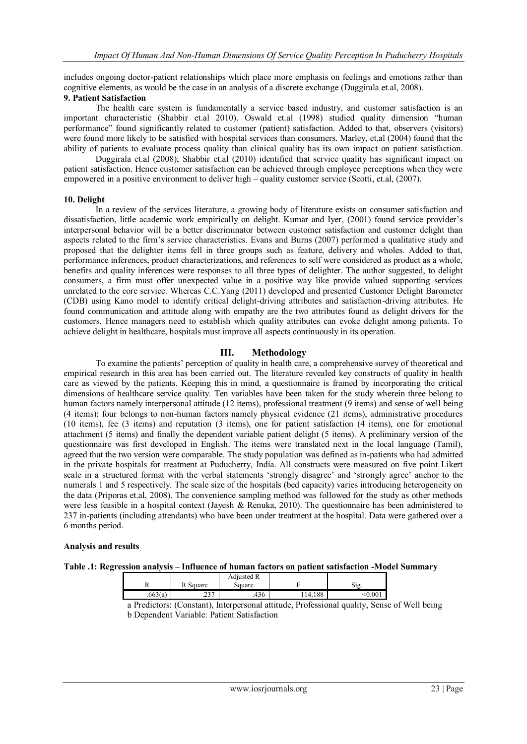includes ongoing doctor-patient relationships which place more emphasis on feelings and emotions rather than cognitive elements, as would be the case in an analysis of a discrete exchange (Duggirala et.al, 2008).

**9. Patient Satisfaction**

The health care system is fundamentally a service based industry, and customer satisfaction is an important characteristic (Shabbir et.al 2010). Oswald et.al (1998) studied quality dimension "human performance" found significantly related to customer (patient) satisfaction. Added to that, observers (visitors) were found more likely to be satisfied with hospital services than consumers. Marley, et,al (2004) found that the ability of patients to evaluate process quality than clinical quality has its own impact on patient satisfaction.

Duggirala et.al (2008); Shabbir et.al (2010) identified that service quality has significant impact on patient satisfaction. Hence customer satisfaction can be achieved through employee perceptions when they were empowered in a positive environment to deliver high – quality customer service (Scotti, et.al, (2007).

**10. Delight**

In a review of the services literature, a growing body of literature exists on consumer satisfaction and dissatisfaction, little academic work empirically on delight. Kumar and Iyer, (2001) found service provider's interpersonal behavior will be a better discriminator between customer satisfaction and customer delight than aspects related to the firm's service characteristics. Evans and Burns (2007) performed a qualitative study and proposed that the delighter items fell in three groups such as feature, delivery and wholes. Added to that, performance inferences, product characterizations, and references to self were considered as product as a whole, benefits and quality inferences were responses to all three types of delighter. The author suggested, to delight consumers, a firm must offer unexpected value in a positive way like provide valued supporting services unrelated to the core service. Whereas C.C.Yang (2011) developed and presented Customer Delight Barometer (CDB) using Kano model to identify critical delight-driving attributes and satisfaction-driving attributes. He found communication and attitude along with empathy are the two attributes found as delight drivers for the customers. Hence managers need to establish which quality attributes can evoke delight among patients. To achieve delight in healthcare, hospitals must improve all aspects continuously in its operation.

## III. Methodology

To examine the patients' perception of quality in health care, a comprehensive survey of theoretical and empirical research in this area has been carried out. The literature revealed key constructs of quality in health care as viewed by the patients. Keeping this in mind, a questionnaire is framed by incorporating the critical dimensions of healthcare service quality. Ten variables have been taken for the study wherein three belong to human factors namely interpersonal attitude (12 items), professional treatment (9 items) and sense of well being (4 items); four belongs to non-human factors namely physical evidence (21 items), administrative procedures (10 items), fee (3 items) and reputation (3 items), one for patient satisfaction (4 items), one for emotional attachment (5 items) and finally the dependent variable patient delight (5 items). A preliminary version of the questionnaire was first developed in English. The items were translated next in the local language (Tamil), agreed that the two version were comparable. The study population was defined as in-patients who had admitted in the private hospitals for treatment at Puducherry, India. All constructs were measured on five point Likert scale in a structured format with the verbal statements 'strongly disagree' and 'strongly agree' anchor to the numerals 1 and 5 respectively. The scale size of the hospitals (bed capacity) varies introducing heterogeneity on the data (Priporas et.al, 2008). The convenience sampling method was followed for the study as other methods were less feasible in a hospital context (Jayesh & Renuka, 2010). The questionnaire has been administered to 237 in-patients (including attendants) who have been under treatment at the hospital. Data were gathered over a 6 months period.

**Analysis and results**

**Table .1: Regression analysis – Influence of human factors on patient satisfaction -Model Summary**

| R | R Square | Adjusted R Square | F | Sig. |
|---|---|---|---|---|
| .663(a) | .237 | .436 | 114.188 | <0.001 |

a Predictors: (Constant), Interpersonal attitude, Professional quality, Sense of Well being
b Dependent Variable: Patient Satisfaction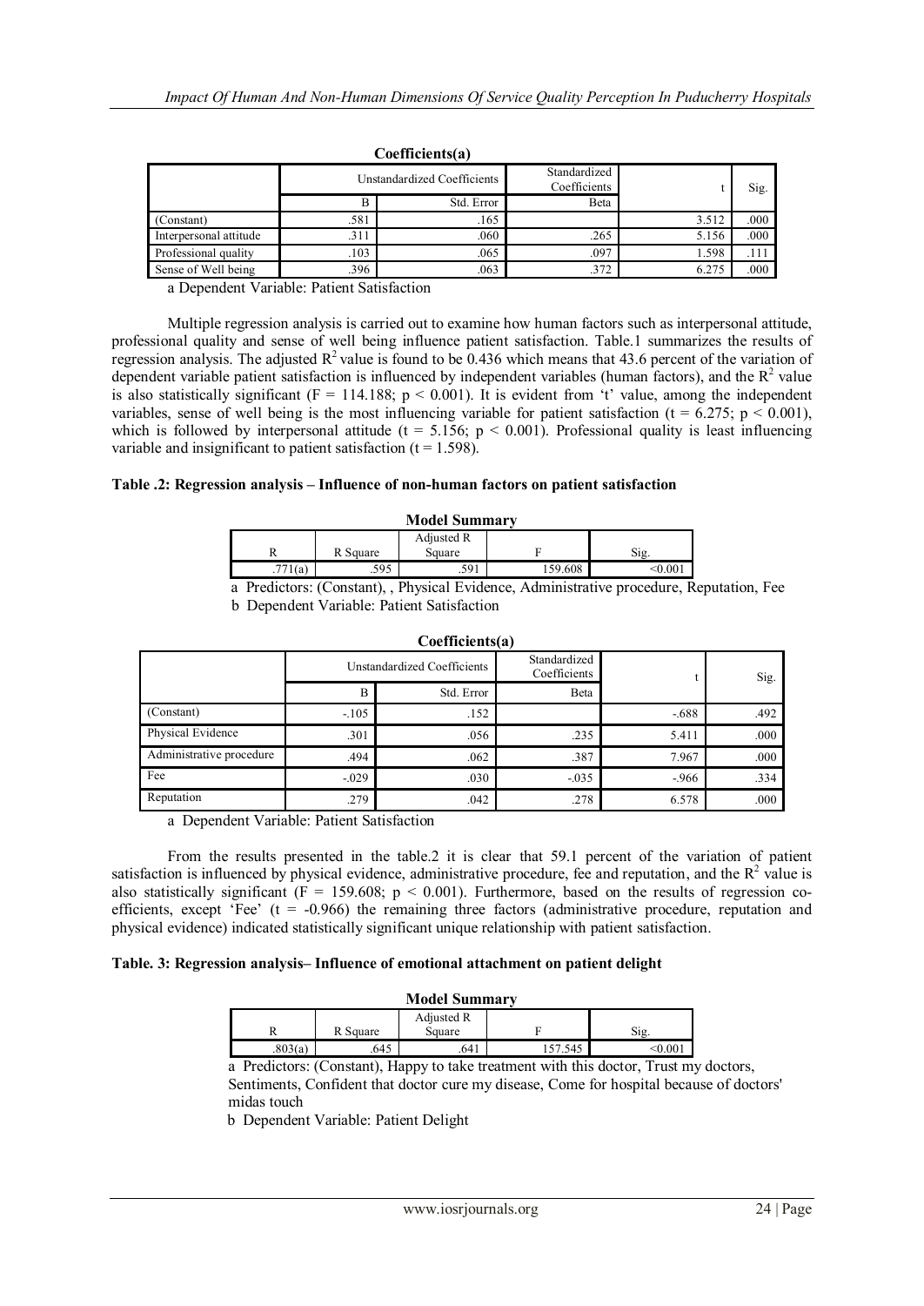**Coefficients(a)**

| | Unstandardized Coefficients | | Standardized Coefficients | t | Sig. |
|---|---|---|---|---|---|
| | B | Std. Error | Beta | | |
| (Constant) | .581 | .165 | | 3.512 | .000 |
| Interpersonal attitude | .311 | .060 | .265 | 5.156 | .000 |
| Professional quality | .103 | .065 | .097 | 1.598 | .111 |
| Sense of Well being | .396 | .063 | .372 | 6.275 | .000 |

a Dependent Variable: Patient Satisfaction

Multiple regression analysis is carried out to examine how human factors such as interpersonal attitude, professional quality and sense of well being influence patient satisfaction. Table.1 summarizes the results of regression analysis. The adjusted $R^2$ value is found to be 0.436 which means that 43.6 percent of the variation of dependent variable patient satisfaction is influenced by independent variables (human factors), and the $R^2$ value is also statistically significant ($F = 114.188$; $p < 0.001$). It is evident from 't' value, among the independent variables, sense of well being is the most influencing variable for patient satisfaction ($t = 6.275$; $p < 0.001$), which is followed by interpersonal attitude ($t = 5.156$; $p < 0.001$). Professional quality is least influencing variable and insignificant to patient satisfaction ($t = 1.598$).

**Table .2: Regression analysis – Influence of non-human factors on patient satisfaction**

**Model Summary**

| R | R Square | Adjusted R Square | F | Sig. |
|---|---|---|---|---|
| .771(a) | .595 | .591 | 159.608 | <0.001 |

a Predictors: (Constant), , Physical Evidence, Administrative procedure, Reputation, Fee
b Dependent Variable: Patient Satisfaction

**Coefficients(a)**

| | Unstandardized Coefficients | | Standardized Coefficients | t | Sig. |
|---|---|---|---|---|---|
| | B | Std. Error | Beta | | |
| (Constant) | -.105 | .152 | | -.688 | .492 |
| Physical Evidence | .301 | .056 | .235 | 5.411 | .000 |
| Administrative procedure | .494 | .062 | .387 | 7.967 | .000 |
| Fee | -.029 | .030 | -.035 | -.966 | .334 |
| Reputation | .279 | .042 | .278 | 6.578 | .000 |

a Dependent Variable: Patient Satisfaction

From the results presented in the table.2 it is clear that 59.1 percent of the variation of patient satisfaction is influenced by physical evidence, administrative procedure, fee and reputation, and the $R^2$ value is also statistically significant ($F = 159.608$; $p < 0.001$). Furthermore, based on the results of regression co-efficients, except 'Fee' ($t = -0.966$) the remaining three factors (administrative procedure, reputation and physical evidence) indicated statistically significant unique relationship with patient satisfaction.

**Table. 3: Regression analysis– Influence of emotional attachment on patient delight**

**Model Summary**

| R | R Square | Adjusted R Square | F | Sig. |
|---|---|---|---|---|
| .803(a) | .645 | .641 | 157.545 | <0.001 |

a Predictors: (Constant), Happy to take treatment with this doctor, Trust my doctors, Sentiments, Confident that doctor cure my disease, Come for hospital because of doctors' midas touch
b Dependent Variable: Patient Delight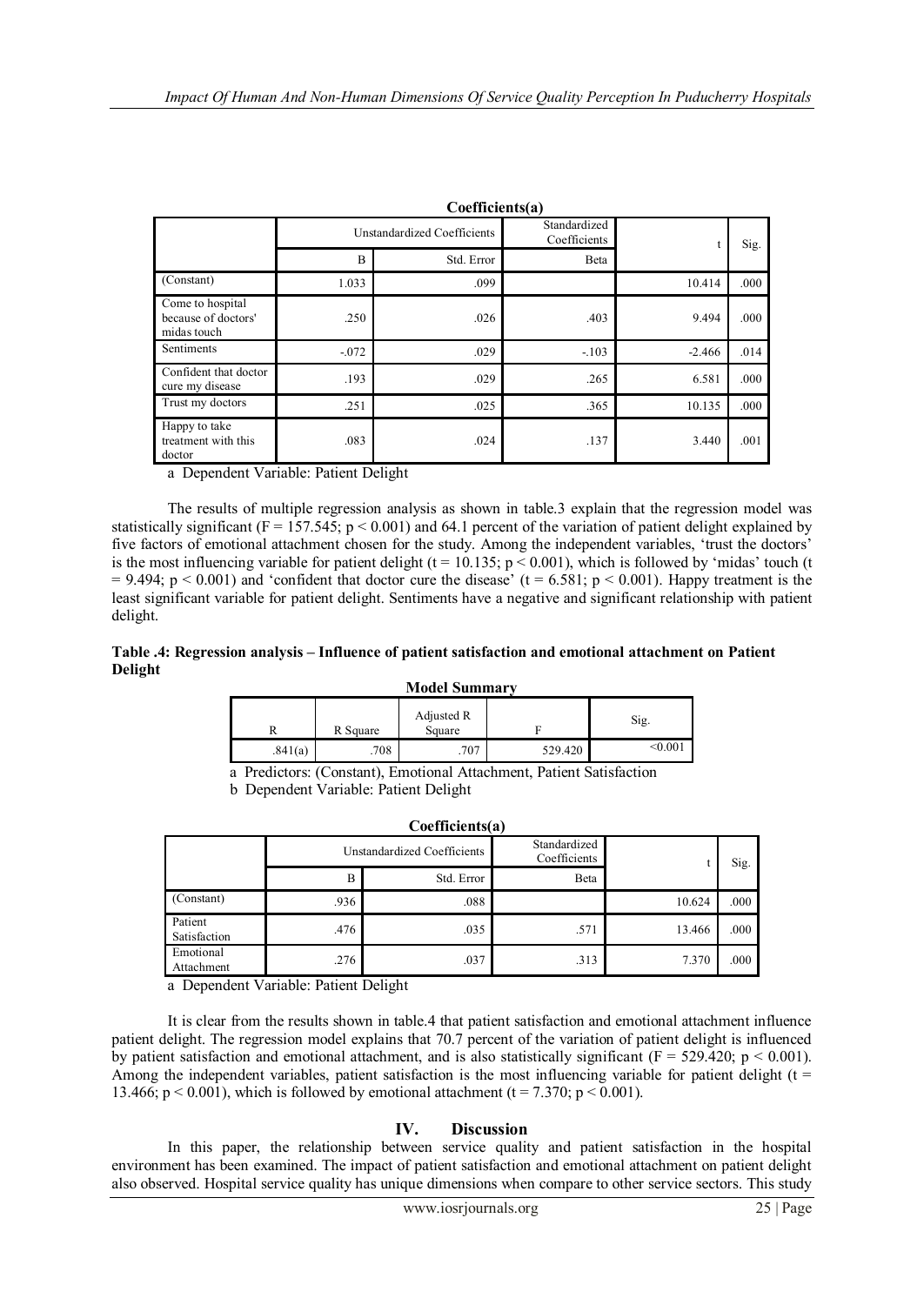**Coefficients(a)**

| | Unstandardized Coefficients | | Standardized Coefficients | t | Sig. |
|---|---|---|---|---|---|
| | B | Std. Error | Beta | | |
| (Constant) | 1.033 | .099 | | 10.414 | .000 |
| Come to hospital because of doctors' midas touch | .250 | .026 | .403 | 9.494 | .000 |
| Sentiments | -.072 | .029 | -.103 | -2.466 | .014 |
| Confident that doctor cure my disease | .193 | .029 | .265 | 6.581 | .000 |
| Trust my doctors | .251 | .025 | .365 | 10.135 | .000 |
| Happy to take treatment with this doctor | .083 | .024 | .137 | 3.440 | .001 |

a Dependent Variable: Patient Delight

The results of multiple regression analysis as shown in table.3 explain that the regression model was statistically significant ($F = 157.545$; $p < 0.001$) and 64.1 percent of the variation of patient delight explained by five factors of emotional attachment chosen for the study. Among the independent variables, 'trust the doctors' is the most influencing variable for patient delight ($t = 10.135$; $p < 0.001$), which is followed by 'midas' touch ($t = 9.494$; $p < 0.001$) and 'confident that doctor cure the disease' ($t = 6.581$; $p < 0.001$). Happy treatment is the least significant variable for patient delight. Sentiments have a negative and significant relationship with patient delight.

**Table .4: Regression analysis – Influence of patient satisfaction and emotional attachment on Patient Delight**

**Model Summary**

| R | R Square | Adjusted R Square | F | Sig. |
|---|---|---|---|---|
| .841(a) | .708 | .707 | 529.420 | <0.001 |

a Predictors: (Constant), Emotional Attachment, Patient Satisfaction

b Dependent Variable: Patient Delight

**Coefficients(a)**

| | Unstandardized Coefficients | | Standardized Coefficients | t | Sig. |
|---|---|---|---|---|---|
| | B | Std. Error | Beta | | |
| (Constant) | .936 | .088 | | 10.624 | .000 |
| Patient Satisfaction | .476 | .035 | .571 | 13.466 | .000 |
| Emotional Attachment | .276 | .037 | .313 | 7.370 | .000 |

a Dependent Variable: Patient Delight

It is clear from the results shown in table.4 that patient satisfaction and emotional attachment influence patient delight. The regression model explains that 70.7 percent of the variation of patient delight is influenced by patient satisfaction and emotional attachment, and is also statistically significant ($F = 529.420$; $p < 0.001$). Among the independent variables, patient satisfaction is the most influencing variable for patient delight ($t = 13.466$; $p < 0.001$), which is followed by emotional attachment ($t = 7.370$; $p < 0.001$).

## IV. Discussion

In this paper, the relationship between service quality and patient satisfaction in the hospital environment has been examined. The impact of patient satisfaction and emotional attachment on patient delight also observed. Hospital service quality has unique dimensions when compare to other service sectors. This study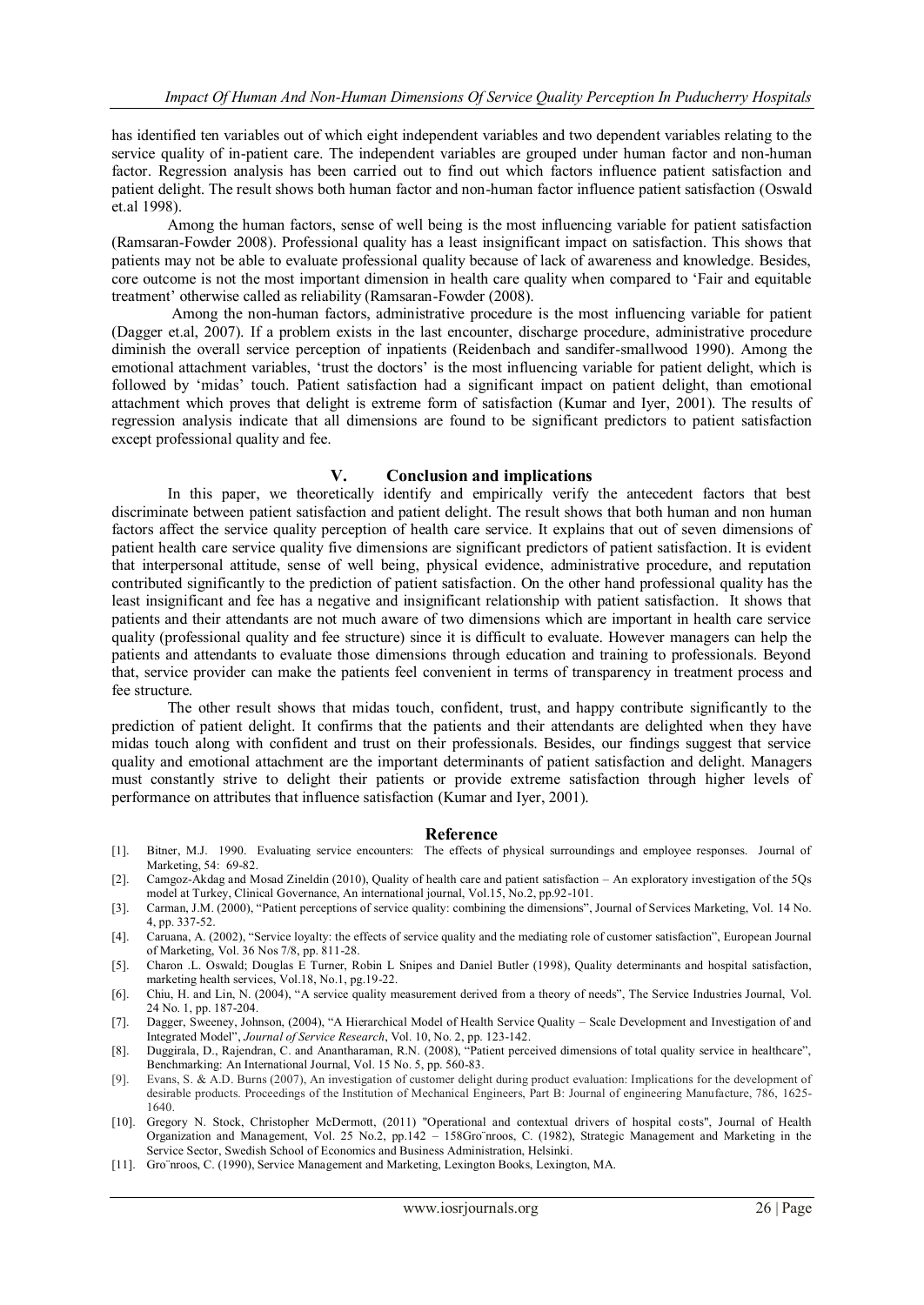has identified ten variables out of which eight independent variables and two dependent variables relating to the service quality of in-patient care. The independent variables are grouped under human factor and non-human factor. Regression analysis has been carried out to find out which factors influence patient satisfaction and patient delight. The result shows both human factor and non-human factor influence patient satisfaction (Oswald et.al 1998).

Among the human factors, sense of well being is the most influencing variable for patient satisfaction (Ramsaran-Fowder 2008). Professional quality has a least insignificant impact on satisfaction. This shows that patients may not be able to evaluate professional quality because of lack of awareness and knowledge. Besides, core outcome is not the most important dimension in health care quality when compared to 'Fair and equitable treatment' otherwise called as reliability (Ramsaran-Fowder (2008).

Among the non-human factors, administrative procedure is the most influencing variable for patient (Dagger et.al, 2007). If a problem exists in the last encounter, discharge procedure, administrative procedure diminish the overall service perception of inpatients (Reidenbach and sandifer-smallwood 1990). Among the emotional attachment variables, 'trust the doctors' is the most influencing variable for patient delight, which is followed by 'midas' touch. Patient satisfaction had a significant impact on patient delight, than emotional attachment which proves that delight is extreme form of satisfaction (Kumar and Iyer, 2001). The results of regression analysis indicate that all dimensions are found to be significant predictors to patient satisfaction except professional quality and fee.

## V. Conclusion and implications

In this paper, we theoretically identify and empirically verify the antecedent factors that best discriminate between patient satisfaction and patient delight. The result shows that both human and non human factors affect the service quality perception of health care service. It explains that out of seven dimensions of patient health care service quality five dimensions are significant predictors of patient satisfaction. It is evident that interpersonal attitude, sense of well being, physical evidence, administrative procedure, and reputation contributed significantly to the prediction of patient satisfaction. On the other hand professional quality has the least insignificant and fee has a negative and insignificant relationship with patient satisfaction. It shows that patients and their attendants are not much aware of two dimensions which are important in health care service quality (professional quality and fee structure) since it is difficult to evaluate. However managers can help the patients and attendants to evaluate those dimensions through education and training to professionals. Beyond that, service provider can make the patients feel convenient in terms of transparency in treatment process and fee structure.

The other result shows that midas touch, confident, trust, and happy contribute significantly to the prediction of patient delight. It confirms that the patients and their attendants are delighted when they have midas touch along with confident and trust on their professionals. Besides, our findings suggest that service quality and emotional attachment are the important determinants of patient satisfaction and delight. Managers must constantly strive to delight their patients or provide extreme satisfaction through higher levels of performance on attributes that influence satisfaction (Kumar and Iyer, 2001).

## Reference

[1]. Bitner, M.J. 1990. Evaluating service encounters: The effects of physical surroundings and employee responses. Journal of Marketing, 54: 69-82.

[2]. Camgoz-Akdag and Mosad Zineldin (2010), Quality of health care and patient satisfaction – An exploratory investigation of the 5Qs model at Turkey, Clinical Governance, An international journal, Vol.15, No.2, pp.92-101.

[3]. Carman, J.M. (2000), "Patient perceptions of service quality: combining the dimensions", Journal of Services Marketing, Vol. 14 No. 4, pp. 337-52.

[4]. Caruana, A. (2002), "Service loyalty: the effects of service quality and the mediating role of customer satisfaction", European Journal of Marketing, Vol. 36 Nos 7/8, pp. 811-28.

[5]. Charon .L. Oswald; Douglas E Turner, Robin L Snipes and Daniel Butler (1998), Quality determinants and hospital satisfaction, marketing health services, Vol.18, No.1, pg.19-22.

[6]. Chiu, H. and Lin, N. (2004), "A service quality measurement derived from a theory of needs", The Service Industries Journal, Vol. 24 No. 1, pp. 187-204.

[7]. Dagger, Sweeney, Johnson, (2004), "A Hierarchical Model of Health Service Quality – Scale Development and Investigation of and Integrated Model", *Journal of Service Research*, Vol. 10, No. 2, pp. 123-142.

[8]. Duggirala, D., Rajendran, C. and Anantharaman, R.N. (2008), "Patient perceived dimensions of total quality service in healthcare", Benchmarking: An International Journal, Vol. 15 No. 5, pp. 560-83.

[9]. Evans, S. & A.D. Burns (2007), An investigation of customer delight during product evaluation: Implications for the development of desirable products. Proceedings of the Institution of Mechanical Engineers, Part B: Journal of engineering Manufacture, 786, 1625-1640.

[10]. Gregory N. Stock, Christopher McDermott, (2011) "Operational and contextual drivers of hospital costs", Journal of Health Organization and Management, Vol. 25 No.2, pp.142 – 158Gro¨nroos, C. (1982), Strategic Management and Marketing in the Service Sector, Swedish School of Economics and Business Administration, Helsinki.

[11]. Gro¨nroos, C. (1990), Service Management and Marketing, Lexington Books, Lexington, MA.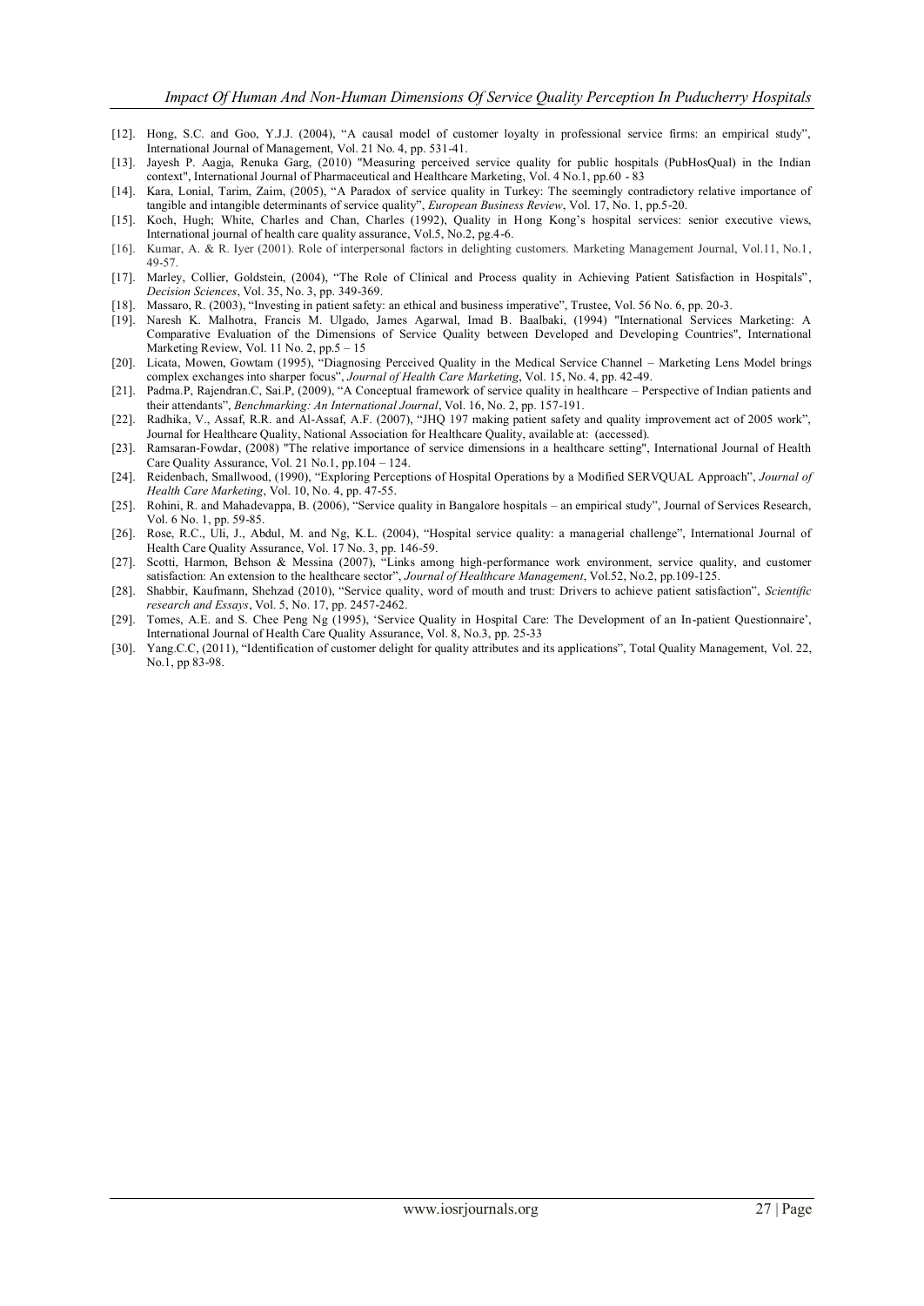[12]. Hong, S.C. and Goo, Y.J.J. (2004), "A causal model of customer loyalty in professional service firms: an empirical study", International Journal of Management, Vol. 21 No. 4, pp. 531-41.

[13]. Jayesh P. Aagja, Renuka Garg, (2010) "Measuring perceived service quality for public hospitals (PubHosQual) in the Indian context", International Journal of Pharmaceutical and Healthcare Marketing, Vol. 4 No.1, pp.60 - 83

[14]. Kara, Lonial, Tarim, Zaim, (2005), "A Paradox of service quality in Turkey: The seemingly contradictory relative importance of tangible and intangible determinants of service quality", *European Business Review*, Vol. 17, No. 1, pp.5-20.

[15]. Koch, Hugh; White, Charles and Chan, Charles (1992), Quality in Hong Kong's hospital services: senior executive views, International journal of health care quality assurance, Vol.5, No.2, pg.4-6.

[16]. Kumar, A. & R. Iyer (2001). Role of interpersonal factors in delighting customers. Marketing Management Journal, Vol.11, No.1, 49-57.

[17]. Marley, Collier, Goldstein, (2004), "The Role of Clinical and Process quality in Achieving Patient Satisfaction in Hospitals", *Decision Sciences*, Vol. 35, No. 3, pp. 349-369.

[18]. Massaro, R. (2003), "Investing in patient safety: an ethical and business imperative", Trustee, Vol. 56 No. 6, pp. 20-3.

[19]. Naresh K. Malhotra, Francis M. Ulgado, James Agarwal, Imad B. Baalbaki, (1994) "International Services Marketing: A Comparative Evaluation of the Dimensions of Service Quality between Developed and Developing Countries", International Marketing Review, Vol. 11 No. 2, pp.5 – 15

[20]. Licata, Mowen, Gowtam (1995), "Diagnosing Perceived Quality in the Medical Service Channel – Marketing Lens Model brings complex exchanges into sharper focus", *Journal of Health Care Marketing*, Vol. 15, No. 4, pp. 42-49.

[21]. Padma.P, Rajendran.C, Sai.P, (2009), "A Conceptual framework of service quality in healthcare – Perspective of Indian patients and their attendants", *Benchmarking: An International Journal*, Vol. 16, No. 2, pp. 157-191.

[22]. Radhika, V., Assaf, R.R. and Al-Assaf, A.F. (2007), "JHQ 197 making patient safety and quality improvement act of 2005 work", Journal for Healthcare Quality, National Association for Healthcare Quality, available at: (accessed).

[23]. Ramsaran-Fowdar, (2008) "The relative importance of service dimensions in a healthcare setting", International Journal of Health Care Quality Assurance, Vol. 21 No.1, pp.104 – 124.

[24]. Reidenbach, Smallwood, (1990), "Exploring Perceptions of Hospital Operations by a Modified SERVQUAL Approach", *Journal of Health Care Marketing*, Vol. 10, No. 4, pp. 47-55.

[25]. Rohini, R. and Mahadevappa, B. (2006), "Service quality in Bangalore hospitals – an empirical study", Journal of Services Research, Vol. 6 No. 1, pp. 59-85.

[26]. Rose, R.C., Uli, J., Abdul, M. and Ng, K.L. (2004), "Hospital service quality: a managerial challenge", International Journal of Health Care Quality Assurance, Vol. 17 No. 3, pp. 146-59.

[27]. Scotti, Harmon, Behson & Messina (2007), "Links among high-performance work environment, service quality, and customer satisfaction: An extension to the healthcare sector", *Journal of Healthcare Management*, Vol.52, No.2, pp.109-125.

[28]. Shabbir, Kaufmann, Shehzad (2010), "Service quality, word of mouth and trust: Drivers to achieve patient satisfaction", *Scientific research and Essays*, Vol. 5, No. 17, pp. 2457-2462.

[29]. Tomes, A.E. and S. Chee Peng Ng (1995), 'Service Quality in Hospital Care: The Development of an In-patient Questionnaire', International Journal of Health Care Quality Assurance, Vol. 8, No.3, pp. 25-33

[30]. Yang.C.C, (2011), "Identification of customer delight for quality attributes and its applications", Total Quality Management, Vol. 22, No.1, pp 83-98.